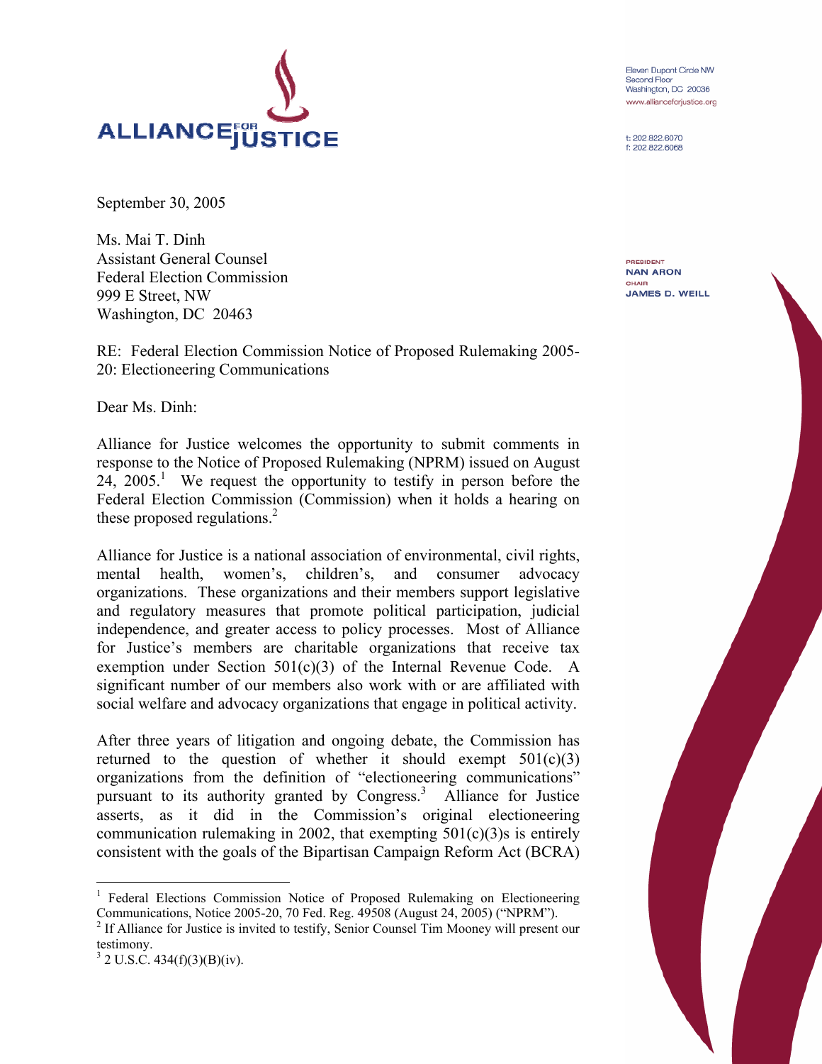ALLIANCE FOR JUSTICE

Eleven Dupont Circle NW
Second Floor
Washington, DC 20036
www.allianceforjustice.org

t: 202.822.6070
f: 202.822.6068

PRESIDENT
NAN ARON
CHAIR
JAMES D. WEILL

September 30, 2005

Ms. Mai T. Dinh
Assistant General Counsel
Federal Election Commission
999 E Street, NW
Washington, DC 20463

RE: Federal Election Commission Notice of Proposed Rulemaking 2005-20: Electioneering Communications

Dear Ms. Dinh:

Alliance for Justice welcomes the opportunity to submit comments in response to the Notice of Proposed Rulemaking (NPRM) issued on August 24, 2005.[1] We request the opportunity to testify in person before the Federal Election Commission (Commission) when it holds a hearing on these proposed regulations.[2]

Alliance for Justice is a national association of environmental, civil rights, mental health, women's, children's, and consumer advocacy organizations. These organizations and their members support legislative and regulatory measures that promote political participation, judicial independence, and greater access to policy processes. Most of Alliance for Justice's members are charitable organizations that receive tax exemption under Section 501(c)(3) of the Internal Revenue Code. A significant number of our members also work with or are affiliated with social welfare and advocacy organizations that engage in political activity.

After three years of litigation and ongoing debate, the Commission has returned to the question of whether it should exempt 501(c)(3) organizations from the definition of "electioneering communications" pursuant to its authority granted by Congress.[3] Alliance for Justice asserts, as it did in the Commission's original electioneering communication rulemaking in 2002, that exempting 501(c)(3)s is entirely consistent with the goals of the Bipartisan Campaign Reform Act (BCRA)

---

[1] Federal Elections Commission Notice of Proposed Rulemaking on Electioneering Communications, Notice 2005-20, 70 Fed. Reg. 49508 (August 24, 2005) ("NPRM").

[2] If Alliance for Justice is invited to testify, Senior Counsel Tim Mooney will present our testimony.

[3] 2 U.S.C. 434(f)(3)(B)(iv).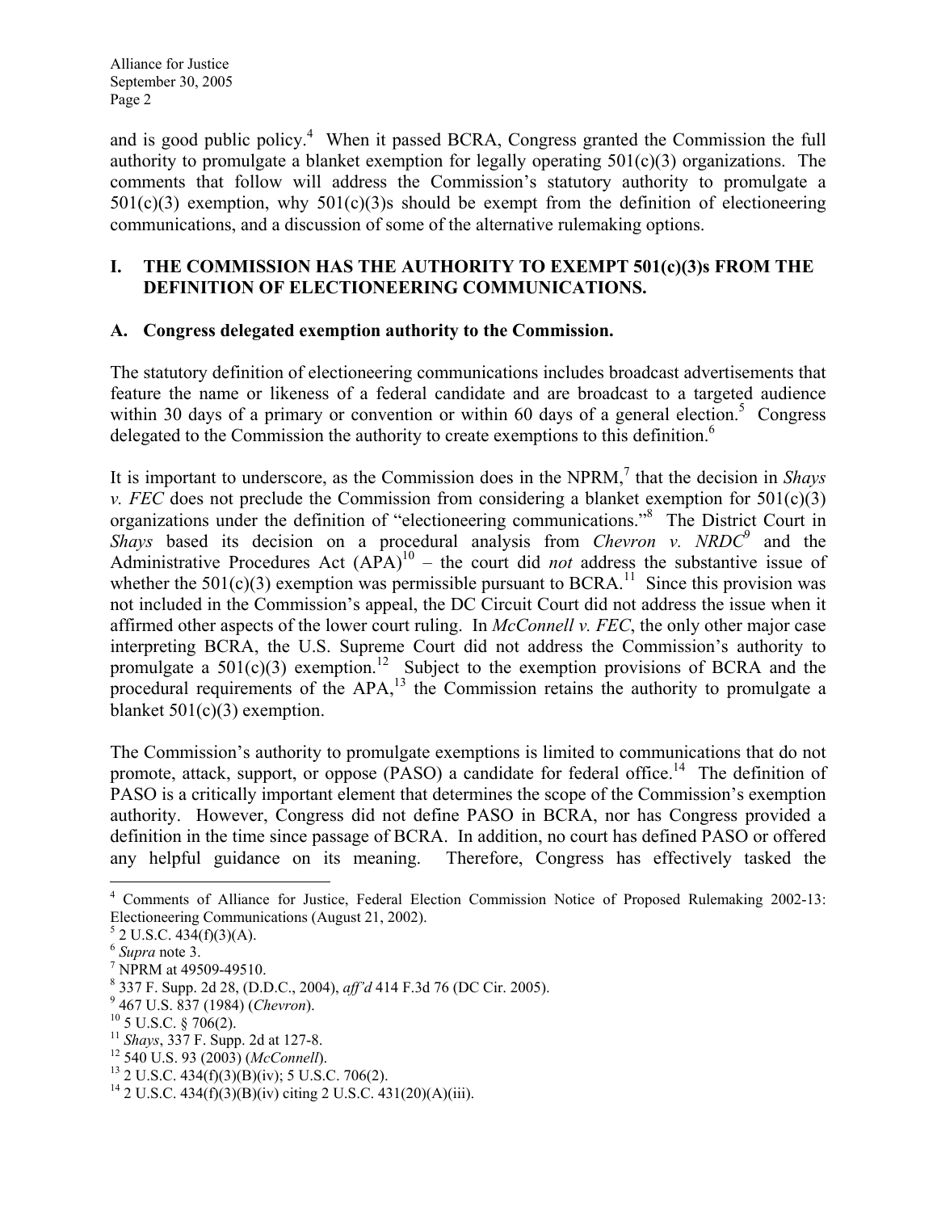and is good public policy.[4] When it passed BCRA, Congress granted the Commission the full authority to promulgate a blanket exemption for legally operating 501(c)(3) organizations. The comments that follow will address the Commission's statutory authority to promulgate a 501(c)(3) exemption, why 501(c)(3)s should be exempt from the definition of electioneering communications, and a discussion of some of the alternative rulemaking options.

## I. THE COMMISSION HAS THE AUTHORITY TO EXEMPT 501(c)(3)s FROM THE DEFINITION OF ELECTIONEERING COMMUNICATIONS.

### A. Congress delegated exemption authority to the Commission.

The statutory definition of electioneering communications includes broadcast advertisements that feature the name or likeness of a federal candidate and are broadcast to a targeted audience within 30 days of a primary or convention or within 60 days of a general election.[5] Congress delegated to the Commission the authority to create exemptions to this definition.[6]

It is important to underscore, as the Commission does in the NPRM,[7] that the decision in *Shays v. FEC* does not preclude the Commission from considering a blanket exemption for 501(c)(3) organizations under the definition of "electioneering communications."[8] The District Court in *Shays* based its decision on a procedural analysis from *Chevron v. NRDC*[9] and the Administrative Procedures Act (APA)[10] – the court did *not* address the substantive issue of whether the 501(c)(3) exemption was permissible pursuant to BCRA.[11] Since this provision was not included in the Commission's appeal, the DC Circuit Court did not address the issue when it affirmed other aspects of the lower court ruling. In *McConnell v. FEC*, the only other major case interpreting BCRA, the U.S. Supreme Court did not address the Commission's authority to promulgate a 501(c)(3) exemption.[12] Subject to the exemption provisions of BCRA and the procedural requirements of the APA,[13] the Commission retains the authority to promulgate a blanket 501(c)(3) exemption.

The Commission's authority to promulgate exemptions is limited to communications that do not promote, attack, support, or oppose (PASO) a candidate for federal office.[14] The definition of PASO is a critically important element that determines the scope of the Commission's exemption authority. However, Congress did not define PASO in BCRA, nor has Congress provided a definition in the time since passage of BCRA. In addition, no court has defined PASO or offered any helpful guidance on its meaning. Therefore, Congress has effectively tasked the

---

[4] Comments of Alliance for Justice, Federal Election Commission Notice of Proposed Rulemaking 2002-13: Electioneering Communications (August 21, 2002).
[5] 2 U.S.C. 434(f)(3)(A).
[6] *Supra* note 3.
[7] NPRM at 49509-49510.
[8] 337 F. Supp. 2d 28, (D.D.C., 2004), *aff'd* 414 F.3d 76 (DC Cir. 2005).
[9] 467 U.S. 837 (1984) (*Chevron*).
[10] 5 U.S.C. § 706(2).
[11] *Shays*, 337 F. Supp. 2d at 127-8.
[12] 540 U.S. 93 (2003) (*McConnell*).
[13] 2 U.S.C. 434(f)(3)(B)(iv); 5 U.S.C. 706(2).
[14] 2 U.S.C. 434(f)(3)(B)(iv) citing 2 U.S.C. 431(20)(A)(iii).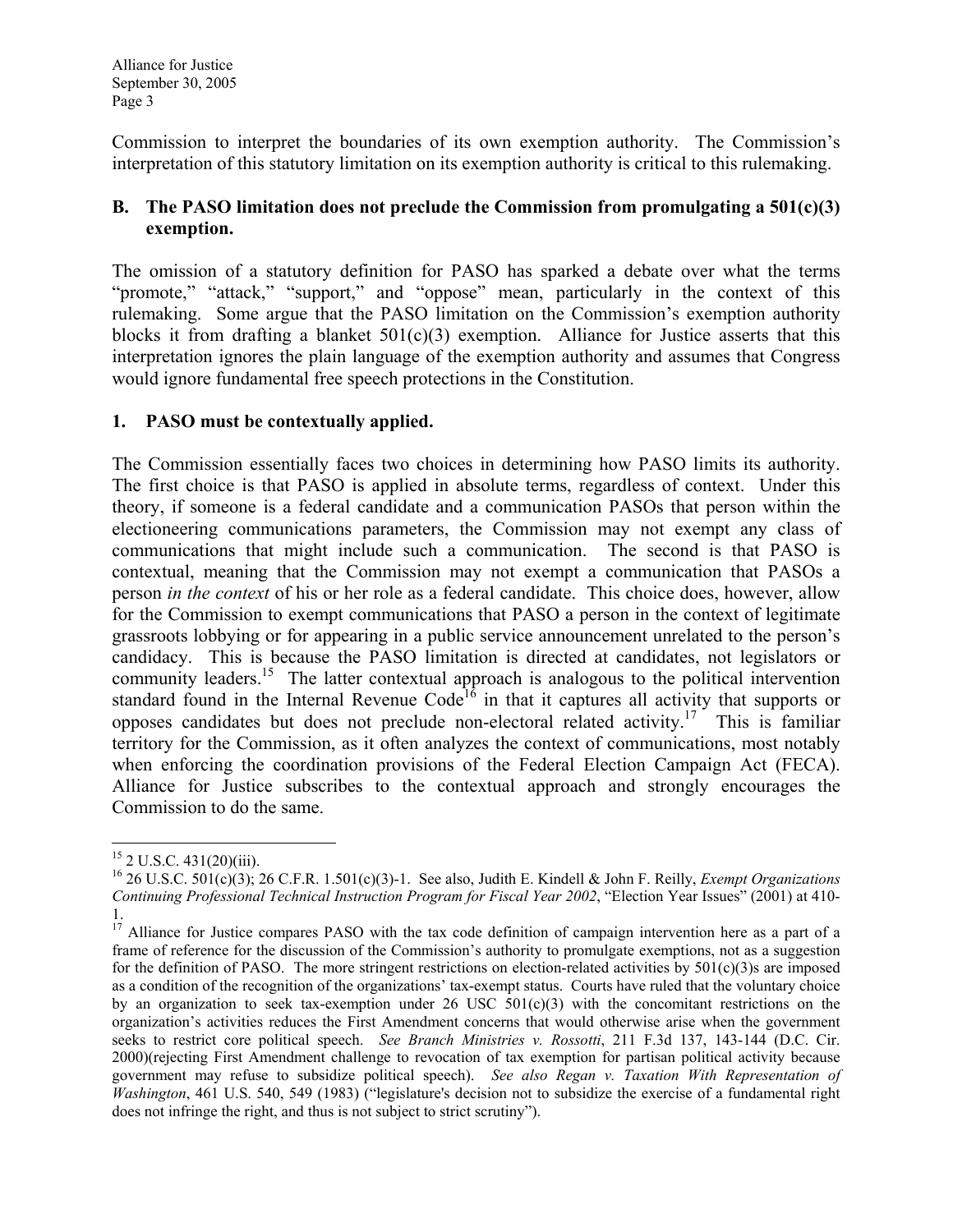Commission to interpret the boundaries of its own exemption authority. The Commission's interpretation of this statutory limitation on its exemption authority is critical to this rulemaking.

### B. The PASO limitation does not preclude the Commission from promulgating a 501(c)(3) exemption.

The omission of a statutory definition for PASO has sparked a debate over what the terms "promote," "attack," "support," and "oppose" mean, particularly in the context of this rulemaking. Some argue that the PASO limitation on the Commission's exemption authority blocks it from drafting a blanket 501(c)(3) exemption. Alliance for Justice asserts that this interpretation ignores the plain language of the exemption authority and assumes that Congress would ignore fundamental free speech protections in the Constitution.

### 1. PASO must be contextually applied.

The Commission essentially faces two choices in determining how PASO limits its authority. The first choice is that PASO is applied in absolute terms, regardless of context. Under this theory, if someone is a federal candidate and a communication PASOs that person within the electioneering communications parameters, the Commission may not exempt any class of communications that might include such a communication. The second is that PASO is contextual, meaning that the Commission may not exempt a communication that PASOs a person *in the context* of his or her role as a federal candidate. This choice does, however, allow for the Commission to exempt communications that PASO a person in the context of legitimate grassroots lobbying or for appearing in a public service announcement unrelated to the person's candidacy. This is because the PASO limitation is directed at candidates, not legislators or community leaders.[15] The latter contextual approach is analogous to the political intervention standard found in the Internal Revenue Code[16] in that it captures all activity that supports or opposes candidates but does not preclude non-electoral related activity.[17] This is familiar territory for the Commission, as it often analyzes the context of communications, most notably when enforcing the coordination provisions of the Federal Election Campaign Act (FECA). Alliance for Justice subscribes to the contextual approach and strongly encourages the Commission to do the same.

---

[15] 2 U.S.C. 431(20)(iii).

[16] 26 U.S.C. 501(c)(3); 26 C.F.R. 1.501(c)(3)-1. See also, Judith E. Kindell & John F. Reilly, *Exempt Organizations Continuing Professional Technical Instruction Program for Fiscal Year 2002*, "Election Year Issues" (2001) at 410-1.

[17] Alliance for Justice compares PASO with the tax code definition of campaign intervention here as a part of a frame of reference for the discussion of the Commission's authority to promulgate exemptions, not as a suggestion for the definition of PASO. The more stringent restrictions on election-related activities by 501(c)(3)s are imposed as a condition of the recognition of the organizations' tax-exempt status. Courts have ruled that the voluntary choice by an organization to seek tax-exemption under 26 USC 501(c)(3) with the concomitant restrictions on the organization's activities reduces the First Amendment concerns that would otherwise arise when the government seeks to restrict core political speech. *See Branch Ministries v. Rossotti*, 211 F.3d 137, 143-144 (D.C. Cir. 2000)(rejecting First Amendment challenge to revocation of tax exemption for partisan political activity because government may refuse to subsidize political speech). *See also Regan v. Taxation With Representation of Washington*, 461 U.S. 540, 549 (1983) ("legislature's decision not to subsidize the exercise of a fundamental right does not infringe the right, and thus is not subject to strict scrutiny").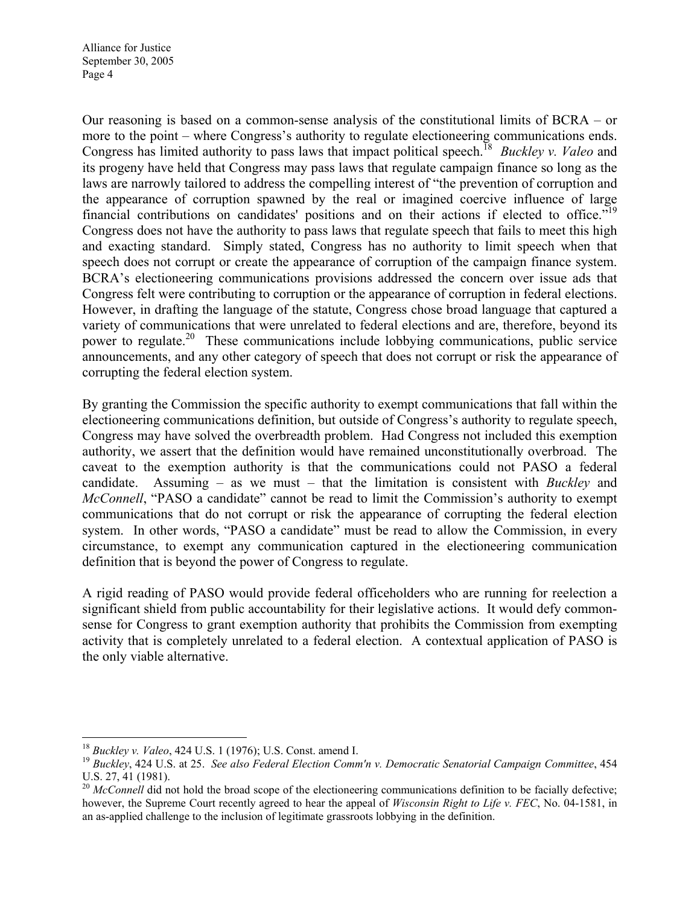Our reasoning is based on a common-sense analysis of the constitutional limits of BCRA – or more to the point – where Congress's authority to regulate electioneering communications ends. Congress has limited authority to pass laws that impact political speech.[18] *Buckley v. Valeo* and its progeny have held that Congress may pass laws that regulate campaign finance so long as the laws are narrowly tailored to address the compelling interest of "the prevention of corruption and the appearance of corruption spawned by the real or imagined coercive influence of large financial contributions on candidates' positions and on their actions if elected to office."[19] Congress does not have the authority to pass laws that regulate speech that fails to meet this high and exacting standard. Simply stated, Congress has no authority to limit speech when that speech does not corrupt or create the appearance of corruption of the campaign finance system. BCRA's electioneering communications provisions addressed the concern over issue ads that Congress felt were contributing to corruption or the appearance of corruption in federal elections. However, in drafting the language of the statute, Congress chose broad language that captured a variety of communications that were unrelated to federal elections and are, therefore, beyond its power to regulate.[20] These communications include lobbying communications, public service announcements, and any other category of speech that does not corrupt or risk the appearance of corrupting the federal election system.

By granting the Commission the specific authority to exempt communications that fall within the electioneering communications definition, but outside of Congress's authority to regulate speech, Congress may have solved the overbreadth problem. Had Congress not included this exemption authority, we assert that the definition would have remained unconstitutionally overbroad. The caveat to the exemption authority is that the communications could not PASO a federal candidate. Assuming – as we must – that the limitation is consistent with *Buckley* and *McConnell*, "PASO a candidate" cannot be read to limit the Commission's authority to exempt communications that do not corrupt or risk the appearance of corrupting the federal election system. In other words, "PASO a candidate" must be read to allow the Commission, in every circumstance, to exempt any communication captured in the electioneering communication definition that is beyond the power of Congress to regulate.

A rigid reading of PASO would provide federal officeholders who are running for reelection a significant shield from public accountability for their legislative actions. It would defy common-sense for Congress to grant exemption authority that prohibits the Commission from exempting activity that is completely unrelated to a federal election. A contextual application of PASO is the only viable alternative.

---

[18] *Buckley v. Valeo*, 424 U.S. 1 (1976); U.S. Const. amend I.

[19] *Buckley*, 424 U.S. at 25. *See also Federal Election Comm'n v. Democratic Senatorial Campaign Committee*, 454 U.S. 27, 41 (1981).

[20] *McConnell* did not hold the broad scope of the electioneering communications definition to be facially defective; however, the Supreme Court recently agreed to hear the appeal of *Wisconsin Right to Life v. FEC*, No. 04-1581, in an as-applied challenge to the inclusion of legitimate grassroots lobbying in the definition.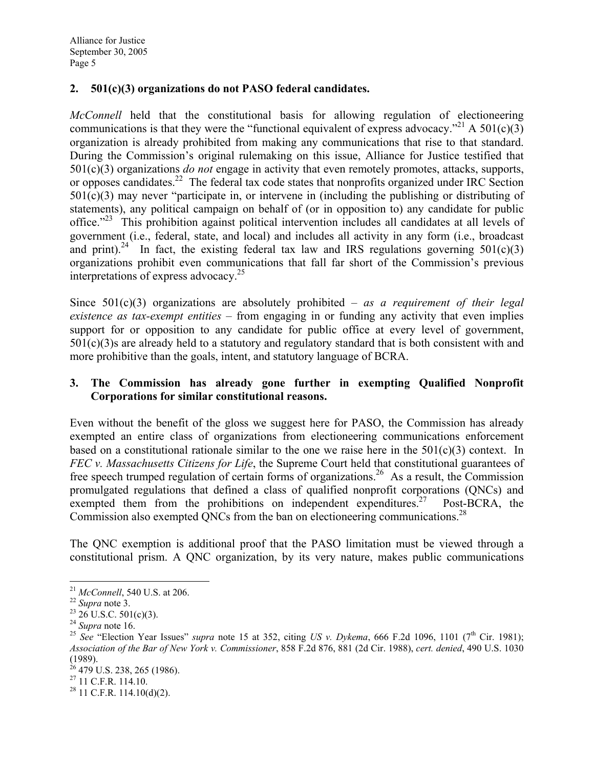## 2. 501(c)(3) organizations do not PASO federal candidates.

*McConnell* held that the constitutional basis for allowing regulation of electioneering communications is that they were the "functional equivalent of express advocacy."[21] A 501(c)(3) organization is already prohibited from making any communications that rise to that standard. During the Commission's original rulemaking on this issue, Alliance for Justice testified that 501(c)(3) organizations *do not* engage in activity that even remotely promotes, attacks, supports, or opposes candidates.[22] The federal tax code states that nonprofits organized under IRC Section 501(c)(3) may never "participate in, or intervene in (including the publishing or distributing of statements), any political campaign on behalf of (or in opposition to) any candidate for public office."[23] This prohibition against political intervention includes all candidates at all levels of government (i.e., federal, state, and local) and includes all activity in any form (i.e., broadcast and print).[24] In fact, the existing federal tax law and IRS regulations governing 501(c)(3) organizations prohibit even communications that fall far short of the Commission's previous interpretations of express advocacy.[25]

Since 501(c)(3) organizations are absolutely prohibited – *as a requirement of their legal existence as tax-exempt entities* – from engaging in or funding any activity that even implies support for or opposition to any candidate for public office at every level of government, 501(c)(3)s are already held to a statutory and regulatory standard that is both consistent with and more prohibitive than the goals, intent, and statutory language of BCRA.

## 3. The Commission has already gone further in exempting Qualified Nonprofit Corporations for similar constitutional reasons.

Even without the benefit of the gloss we suggest here for PASO, the Commission has already exempted an entire class of organizations from electioneering communications enforcement based on a constitutional rationale similar to the one we raise here in the 501(c)(3) context. In *FEC v. Massachusetts Citizens for Life*, the Supreme Court held that constitutional guarantees of free speech trumped regulation of certain forms of organizations.[26] As a result, the Commission promulgated regulations that defined a class of qualified nonprofit corporations (QNCs) and exempted them from the prohibitions on independent expenditures.[27] Post-BCRA, the Commission also exempted QNCs from the ban on electioneering communications.[28]

The QNC exemption is additional proof that the PASO limitation must be viewed through a constitutional prism. A QNC organization, by its very nature, makes public communications

---

[21] *McConnell*, 540 U.S. at 206.

[22] *Supra* note 3.

[23] 26 U.S.C. 501(c)(3).

[24] *Supra* note 16.

[25] *See* "Election Year Issues" *supra* note 15 at 352, citing *US v. Dykema*, 666 F.2d 1096, 1101 (7th Cir. 1981); *Association of the Bar of New York v. Commissioner*, 858 F.2d 876, 881 (2d Cir. 1988), *cert. denied*, 490 U.S. 1030 (1989).

[26] 479 U.S. 238, 265 (1986).

[27] 11 C.F.R. 114.10.

[28] 11 C.F.R. 114.10(d)(2).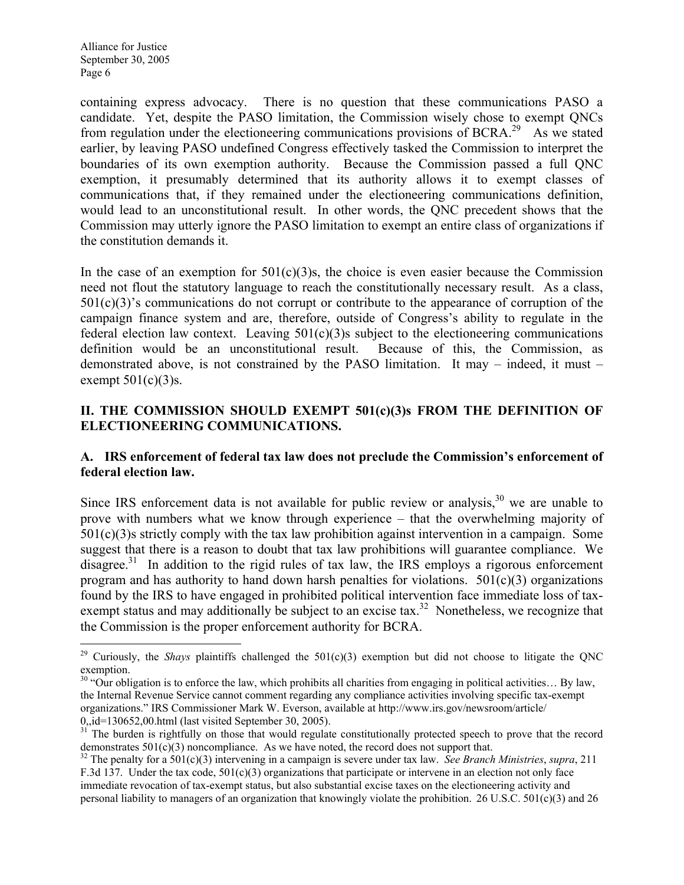containing express advocacy. There is no question that these communications PASO a candidate. Yet, despite the PASO limitation, the Commission wisely chose to exempt QNCs from regulation under the electioneering communications provisions of BCRA.[29] As we stated earlier, by leaving PASO undefined Congress effectively tasked the Commission to interpret the boundaries of its own exemption authority. Because the Commission passed a full QNC exemption, it presumably determined that its authority allows it to exempt classes of communications that, if they remained under the electioneering communications definition, would lead to an unconstitutional result. In other words, the QNC precedent shows that the Commission may utterly ignore the PASO limitation to exempt an entire class of organizations if the constitution demands it.

In the case of an exemption for 501(c)(3)s, the choice is even easier because the Commission need not flout the statutory language to reach the constitutionally necessary result. As a class, 501(c)(3)'s communications do not corrupt or contribute to the appearance of corruption of the campaign finance system and are, therefore, outside of Congress's ability to regulate in the federal election law context. Leaving 501(c)(3)s subject to the electioneering communications definition would be an unconstitutional result. Because of this, the Commission, as demonstrated above, is not constrained by the PASO limitation. It may – indeed, it must – exempt 501(c)(3)s.

## II. THE COMMISSION SHOULD EXEMPT 501(c)(3)s FROM THE DEFINITION OF ELECTIONEERING COMMUNICATIONS.

### A. IRS enforcement of federal tax law does not preclude the Commission's enforcement of federal election law.

Since IRS enforcement data is not available for public review or analysis,[30] we are unable to prove with numbers what we know through experience – that the overwhelming majority of 501(c)(3)s strictly comply with the tax law prohibition against intervention in a campaign. Some suggest that there is a reason to doubt that tax law prohibitions will guarantee compliance. We disagree.[31] In addition to the rigid rules of tax law, the IRS employs a rigorous enforcement program and has authority to hand down harsh penalties for violations. 501(c)(3) organizations found by the IRS to have engaged in prohibited political intervention face immediate loss of tax-exempt status and may additionally be subject to an excise tax.[32] Nonetheless, we recognize that the Commission is the proper enforcement authority for BCRA.

---

[29] Curiously, the *Shays* plaintiffs challenged the 501(c)(3) exemption but did not choose to litigate the QNC exemption.

[30] "Our obligation is to enforce the law, which prohibits all charities from engaging in political activities… By law, the Internal Revenue Service cannot comment regarding any compliance activities involving specific tax-exempt organizations." IRS Commissioner Mark W. Everson, available at http://www.irs.gov/newsroom/article/0,,id=130652,00.html (last visited September 30, 2005).

[31] The burden is rightfully on those that would regulate constitutionally protected speech to prove that the record demonstrates 501(c)(3) noncompliance. As we have noted, the record does not support that.

[32] The penalty for a 501(c)(3) intervening in a campaign is severe under tax law. *See Branch Ministries*, *supra*, 211 F.3d 137. Under the tax code, 501(c)(3) organizations that participate or intervene in an election not only face immediate revocation of tax-exempt status, but also substantial excise taxes on the electioneering activity and personal liability to managers of an organization that knowingly violate the prohibition. 26 U.S.C. 501(c)(3) and 26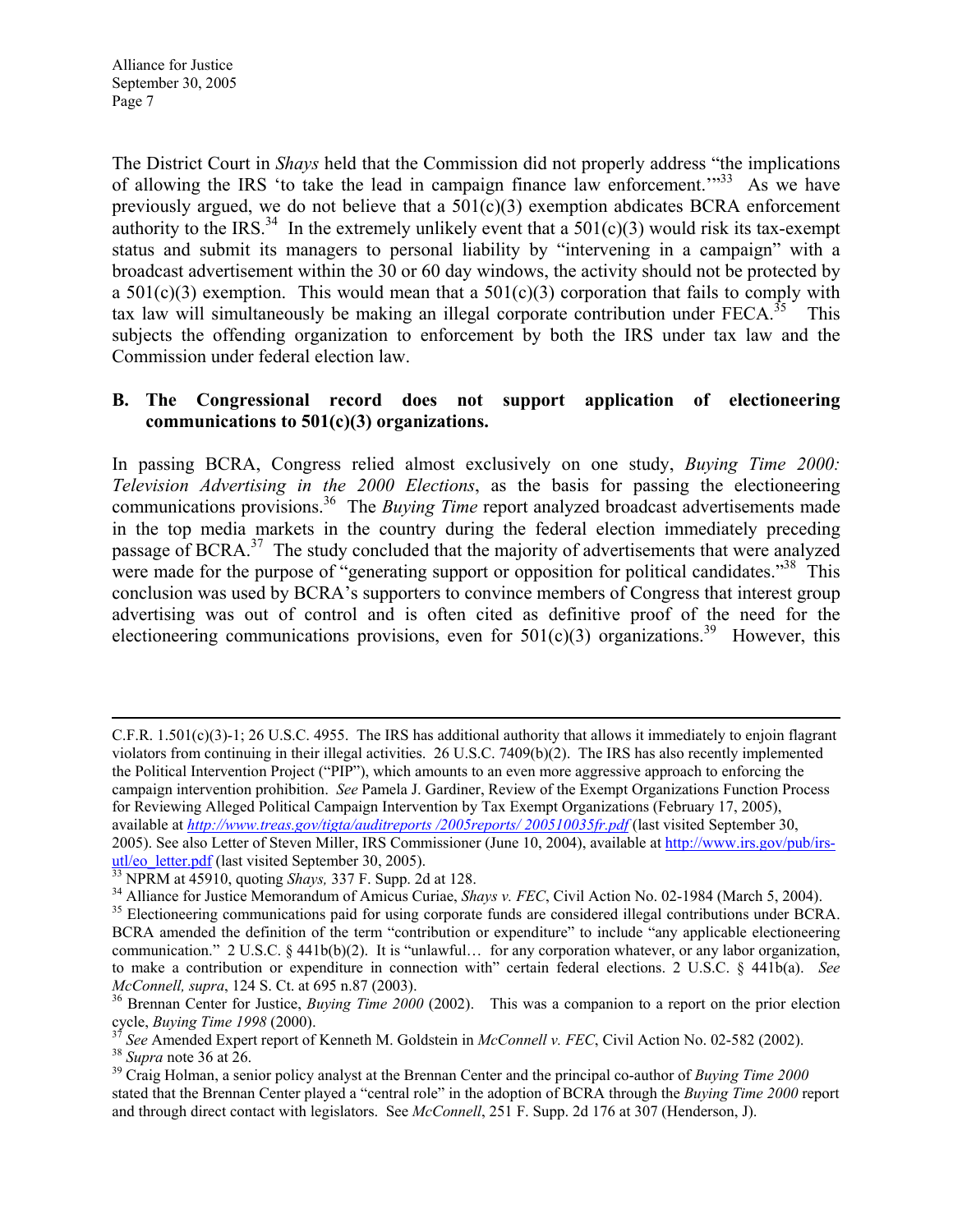The District Court in *Shays* held that the Commission did not properly address "the implications of allowing the IRS 'to take the lead in campaign finance law enforcement.'"[33] As we have previously argued, we do not believe that a 501(c)(3) exemption abdicates BCRA enforcement authority to the IRS.[34] In the extremely unlikely event that a 501(c)(3) would risk its tax-exempt status and submit its managers to personal liability by "intervening in a campaign" with a broadcast advertisement within the 30 or 60 day windows, the activity should not be protected by a 501(c)(3) exemption. This would mean that a 501(c)(3) corporation that fails to comply with tax law will simultaneously be making an illegal corporate contribution under FECA.[35] This subjects the offending organization to enforcement by both the IRS under tax law and the Commission under federal election law.

**B. The Congressional record does not support application of electioneering communications to 501(c)(3) organizations.**

In passing BCRA, Congress relied almost exclusively on one study, *Buying Time 2000: Television Advertising in the 2000 Elections*, as the basis for passing the electioneering communications provisions.[36] The *Buying Time* report analyzed broadcast advertisements made in the top media markets in the country during the federal election immediately preceding passage of BCRA.[37] The study concluded that the majority of advertisements that were analyzed were made for the purpose of "generating support or opposition for political candidates."[38] This conclusion was used by BCRA's supporters to convince members of Congress that interest group advertising was out of control and is often cited as definitive proof of the need for the electioneering communications provisions, even for 501(c)(3) organizations.[39] However, this

---

C.F.R. 1.501(c)(3)-1; 26 U.S.C. 4955. The IRS has additional authority that allows it immediately to enjoin flagrant violators from continuing in their illegal activities. 26 U.S.C. 7409(b)(2). The IRS has also recently implemented the Political Intervention Project ("PIP"), which amounts to an even more aggressive approach to enforcing the campaign intervention prohibition. *See* Pamela J. Gardiner, Review of the Exempt Organizations Function Process for Reviewing Alleged Political Campaign Intervention by Tax Exempt Organizations (February 17, 2005), available at *http://www.treas.gov/tigta/auditreports /2005reports/ 200510035fr.pdf* (last visited September 30, 2005). See also Letter of Steven Miller, IRS Commissioner (June 10, 2004), available at http://www.irs.gov/pub/irs-utl/eo_letter.pdf (last visited September 30, 2005).

[33] NPRM at 45910, quoting *Shays,* 337 F. Supp. 2d at 128.

[34] Alliance for Justice Memorandum of Amicus Curiae, *Shays v. FEC*, Civil Action No. 02-1984 (March 5, 2004).

[35] Electioneering communications paid for using corporate funds are considered illegal contributions under BCRA. BCRA amended the definition of the term "contribution or expenditure" to include "any applicable electioneering communication." 2 U.S.C. § 441b(b)(2). It is "unlawful… for any corporation whatever, or any labor organization, to make a contribution or expenditure in connection with" certain federal elections. 2 U.S.C. § 441b(a). *See McConnell, supra*, 124 S. Ct. at 695 n.87 (2003).

[36] Brennan Center for Justice, *Buying Time 2000* (2002). This was a companion to a report on the prior election cycle, *Buying Time 1998* (2000).

[37] *See* Amended Expert report of Kenneth M. Goldstein in *McConnell v. FEC*, Civil Action No. 02-582 (2002).

[38] *Supra* note 36 at 26.

[39] Craig Holman, a senior policy analyst at the Brennan Center and the principal co-author of *Buying Time 2000* stated that the Brennan Center played a "central role" in the adoption of BCRA through the *Buying Time 2000* report and through direct contact with legislators. See *McConnell*, 251 F. Supp. 2d 176 at 307 (Henderson, J).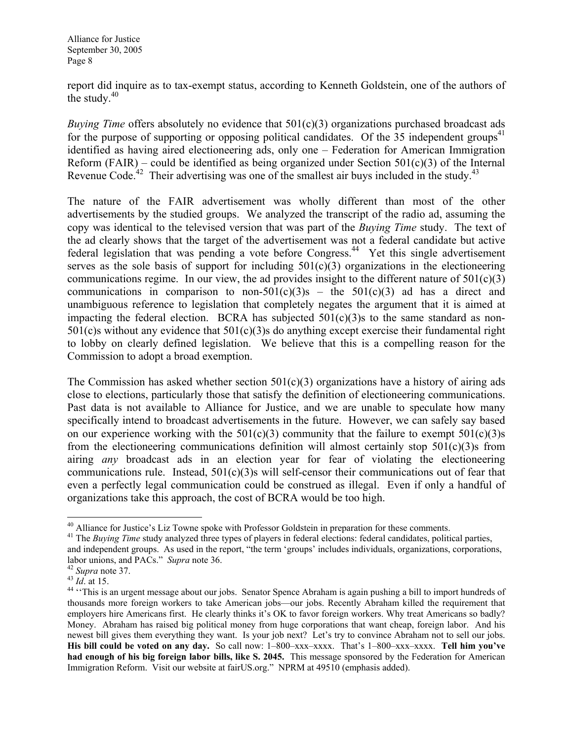report did inquire as to tax-exempt status, according to Kenneth Goldstein, one of the authors of the study.[40]

*Buying Time* offers absolutely no evidence that 501(c)(3) organizations purchased broadcast ads for the purpose of supporting or opposing political candidates. Of the 35 independent groups[41] identified as having aired electioneering ads, only one – Federation for American Immigration Reform (FAIR) – could be identified as being organized under Section 501(c)(3) of the Internal Revenue Code.[42] Their advertising was one of the smallest air buys included in the study.[43]

The nature of the FAIR advertisement was wholly different than most of the other advertisements by the studied groups. We analyzed the transcript of the radio ad, assuming the copy was identical to the televised version that was part of the *Buying Time* study. The text of the ad clearly shows that the target of the advertisement was not a federal candidate but active federal legislation that was pending a vote before Congress.[44] Yet this single advertisement serves as the sole basis of support for including 501(c)(3) organizations in the electioneering communications regime. In our view, the ad provides insight to the different nature of 501(c)(3) communications in comparison to non-501(c)(3)s – the 501(c)(3) ad has a direct and unambiguous reference to legislation that completely negates the argument that it is aimed at impacting the federal election. BCRA has subjected 501(c)(3)s to the same standard as non-501(c)s without any evidence that 501(c)(3)s do anything except exercise their fundamental right to lobby on clearly defined legislation. We believe that this is a compelling reason for the Commission to adopt a broad exemption.

The Commission has asked whether section 501(c)(3) organizations have a history of airing ads close to elections, particularly those that satisfy the definition of electioneering communications. Past data is not available to Alliance for Justice, and we are unable to speculate how many specifically intend to broadcast advertisements in the future. However, we can safely say based on our experience working with the 501(c)(3) community that the failure to exempt 501(c)(3)s from the electioneering communications definition will almost certainly stop 501(c)(3)s from airing *any* broadcast ads in an election year for fear of violating the electioneering communications rule. Instead, 501(c)(3)s will self-censor their communications out of fear that even a perfectly legal communication could be construed as illegal. Even if only a handful of organizations take this approach, the cost of BCRA would be too high.

---

[40] Alliance for Justice's Liz Towne spoke with Professor Goldstein in preparation for these comments.

[41] The *Buying Time* study analyzed three types of players in federal elections: federal candidates, political parties, and independent groups. As used in the report, "the term 'groups' includes individuals, organizations, corporations, labor unions, and PACs." *Supra* note 36.

[42] *Supra* note 37.

[43] *Id*. at 15.

[44] ''This is an urgent message about our jobs. Senator Spence Abraham is again pushing a bill to import hundreds of thousands more foreign workers to take American jobs—our jobs. Recently Abraham killed the requirement that employers hire Americans first. He clearly thinks it's OK to favor foreign workers. Why treat Americans so badly? Money. Abraham has raised big political money from huge corporations that want cheap, foreign labor. And his newest bill gives them everything they want. Is your job next? Let's try to convince Abraham not to sell our jobs. **His bill could be voted on any day.** So call now: 1–800–xxx–xxxx. That's 1–800–xxx–xxxx. **Tell him you've had enough of his big foreign labor bills, like S. 2045.** This message sponsored by the Federation for American Immigration Reform. Visit our website at fairUS.org." NPRM at 49510 (emphasis added).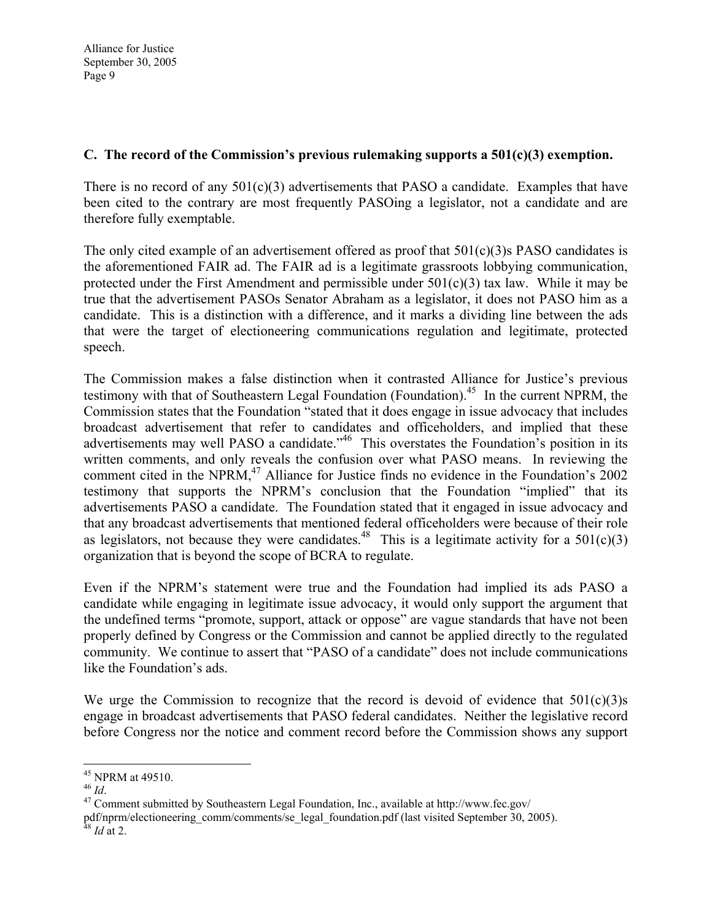### C. The record of the Commission's previous rulemaking supports a 501(c)(3) exemption.

There is no record of any 501(c)(3) advertisements that PASO a candidate. Examples that have been cited to the contrary are most frequently PASOing a legislator, not a candidate and are therefore fully exemptable.

The only cited example of an advertisement offered as proof that 501(c)(3)s PASO candidates is the aforementioned FAIR ad. The FAIR ad is a legitimate grassroots lobbying communication, protected under the First Amendment and permissible under 501(c)(3) tax law. While it may be true that the advertisement PASOs Senator Abraham as a legislator, it does not PASO him as a candidate. This is a distinction with a difference, and it marks a dividing line between the ads that were the target of electioneering communications regulation and legitimate, protected speech.

The Commission makes a false distinction when it contrasted Alliance for Justice's previous testimony with that of Southeastern Legal Foundation (Foundation).[45] In the current NPRM, the Commission states that the Foundation "stated that it does engage in issue advocacy that includes broadcast advertisement that refer to candidates and officeholders, and implied that these advertisements may well PASO a candidate."[46] This overstates the Foundation's position in its written comments, and only reveals the confusion over what PASO means. In reviewing the comment cited in the NPRM,[47] Alliance for Justice finds no evidence in the Foundation's 2002 testimony that supports the NPRM's conclusion that the Foundation "implied" that its advertisements PASO a candidate. The Foundation stated that it engaged in issue advocacy and that any broadcast advertisements that mentioned federal officeholders were because of their role as legislators, not because they were candidates.[48] This is a legitimate activity for a 501(c)(3) organization that is beyond the scope of BCRA to regulate.

Even if the NPRM's statement were true and the Foundation had implied its ads PASO a candidate while engaging in legitimate issue advocacy, it would only support the argument that the undefined terms "promote, support, attack or oppose" are vague standards that have not been properly defined by Congress or the Commission and cannot be applied directly to the regulated community. We continue to assert that "PASO of a candidate" does not include communications like the Foundation's ads.

We urge the Commission to recognize that the record is devoid of evidence that 501(c)(3)s engage in broadcast advertisements that PASO federal candidates. Neither the legislative record before Congress nor the notice and comment record before the Commission shows any support

---

[45] NPRM at 49510.

[46] *Id*.

[47] Comment submitted by Southeastern Legal Foundation, Inc., available at http://www.fec.gov/pdf/nprm/electioneering_comm/comments/se_legal_foundation.pdf (last visited September 30, 2005).

[48] *Id* at 2.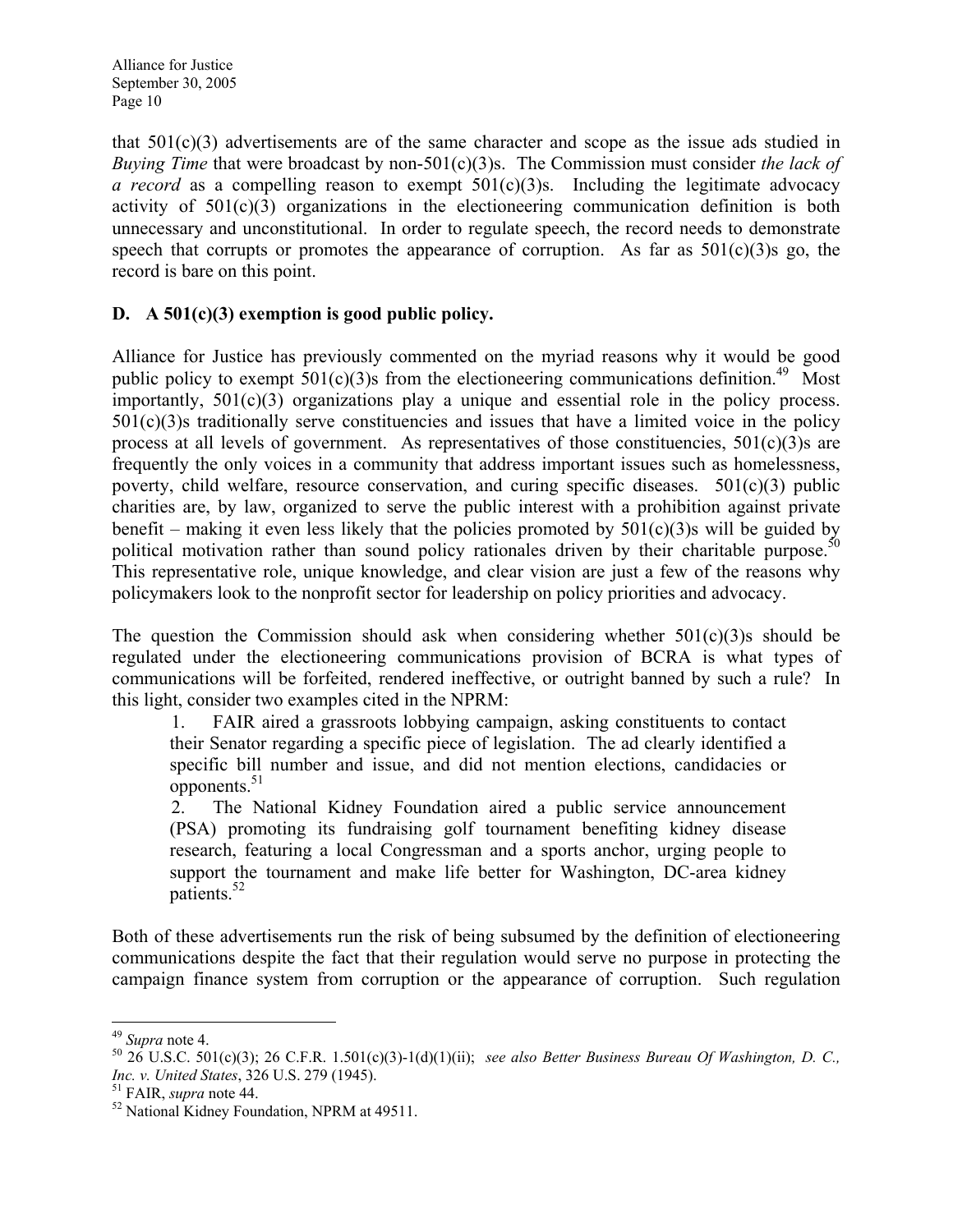that 501(c)(3) advertisements are of the same character and scope as the issue ads studied in *Buying Time* that were broadcast by non-501(c)(3)s. The Commission must consider *the lack of a record* as a compelling reason to exempt 501(c)(3)s. Including the legitimate advocacy activity of 501(c)(3) organizations in the electioneering communication definition is both unnecessary and unconstitutional. In order to regulate speech, the record needs to demonstrate speech that corrupts or promotes the appearance of corruption. As far as 501(c)(3)s go, the record is bare on this point.

**D. A 501(c)(3) exemption is good public policy.**

Alliance for Justice has previously commented on the myriad reasons why it would be good public policy to exempt 501(c)(3)s from the electioneering communications definition.[49] Most importantly, 501(c)(3) organizations play a unique and essential role in the policy process. 501(c)(3)s traditionally serve constituencies and issues that have a limited voice in the policy process at all levels of government. As representatives of those constituencies, 501(c)(3)s are frequently the only voices in a community that address important issues such as homelessness, poverty, child welfare, resource conservation, and curing specific diseases. 501(c)(3) public charities are, by law, organized to serve the public interest with a prohibition against private benefit – making it even less likely that the policies promoted by 501(c)(3)s will be guided by political motivation rather than sound policy rationales driven by their charitable purpose.[50] This representative role, unique knowledge, and clear vision are just a few of the reasons why policymakers look to the nonprofit sector for leadership on policy priorities and advocacy.

The question the Commission should ask when considering whether 501(c)(3)s should be regulated under the electioneering communications provision of BCRA is what types of communications will be forfeited, rendered ineffective, or outright banned by such a rule? In this light, consider two examples cited in the NPRM:

> 1. FAIR aired a grassroots lobbying campaign, asking constituents to contact their Senator regarding a specific piece of legislation. The ad clearly identified a specific bill number and issue, and did not mention elections, candidacies or opponents.[51]
>
> 2. The National Kidney Foundation aired a public service announcement (PSA) promoting its fundraising golf tournament benefiting kidney disease research, featuring a local Congressman and a sports anchor, urging people to support the tournament and make life better for Washington, DC-area kidney patients.[52]

Both of these advertisements run the risk of being subsumed by the definition of electioneering communications despite the fact that their regulation would serve no purpose in protecting the campaign finance system from corruption or the appearance of corruption. Such regulation

---

[49] *Supra* note 4.

[50] 26 U.S.C. 501(c)(3); 26 C.F.R. 1.501(c)(3)-1(d)(1)(ii); *see also Better Business Bureau Of Washington, D. C., Inc. v. United States*, 326 U.S. 279 (1945).

[51] FAIR, *supra* note 44.

[52] National Kidney Foundation, NPRM at 49511.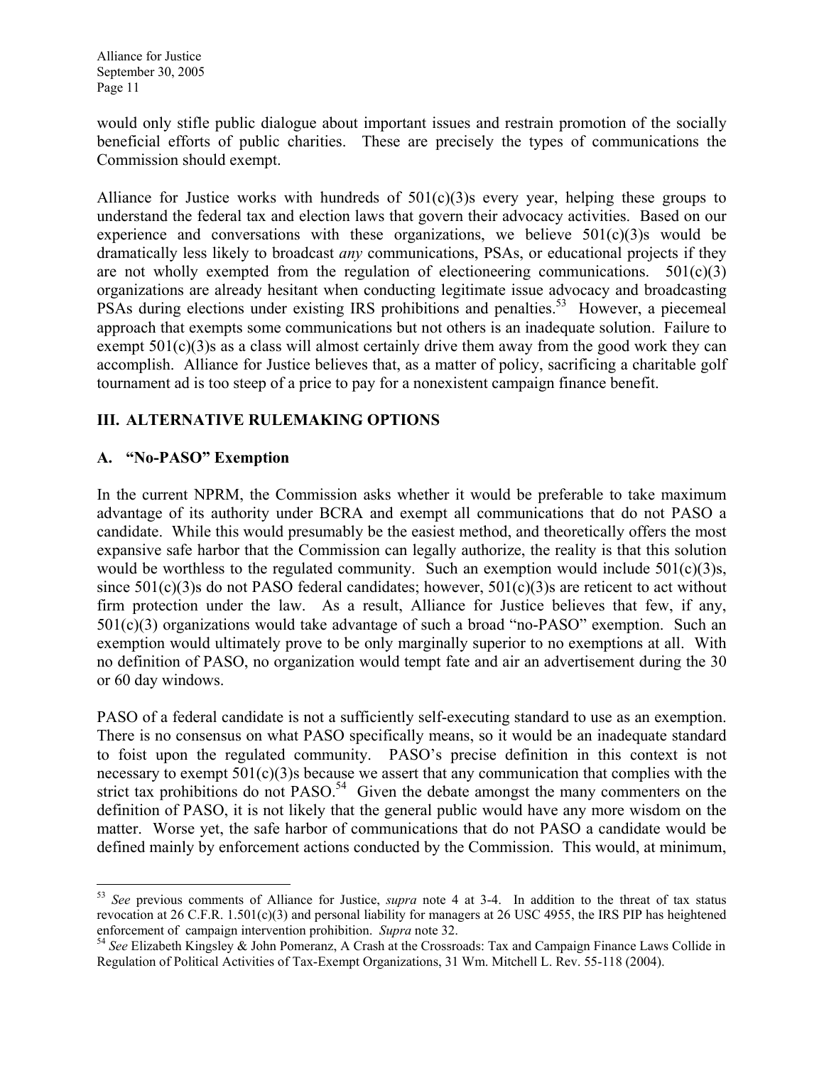would only stifle public dialogue about important issues and restrain promotion of the socially beneficial efforts of public charities. These are precisely the types of communications the Commission should exempt.

Alliance for Justice works with hundreds of 501(c)(3)s every year, helping these groups to understand the federal tax and election laws that govern their advocacy activities. Based on our experience and conversations with these organizations, we believe 501(c)(3)s would be dramatically less likely to broadcast *any* communications, PSAs, or educational projects if they are not wholly exempted from the regulation of electioneering communications. 501(c)(3) organizations are already hesitant when conducting legitimate issue advocacy and broadcasting PSAs during elections under existing IRS prohibitions and penalties.[53] However, a piecemeal approach that exempts some communications but not others is an inadequate solution. Failure to exempt 501(c)(3)s as a class will almost certainly drive them away from the good work they can accomplish. Alliance for Justice believes that, as a matter of policy, sacrificing a charitable golf tournament ad is too steep of a price to pay for a nonexistent campaign finance benefit.

## III. ALTERNATIVE RULEMAKING OPTIONS

### A. "No-PASO" Exemption

In the current NPRM, the Commission asks whether it would be preferable to take maximum advantage of its authority under BCRA and exempt all communications that do not PASO a candidate. While this would presumably be the easiest method, and theoretically offers the most expansive safe harbor that the Commission can legally authorize, the reality is that this solution would be worthless to the regulated community. Such an exemption would include 501(c)(3)s, since 501(c)(3)s do not PASO federal candidates; however, 501(c)(3)s are reticent to act without firm protection under the law. As a result, Alliance for Justice believes that few, if any, 501(c)(3) organizations would take advantage of such a broad "no-PASO" exemption. Such an exemption would ultimately prove to be only marginally superior to no exemptions at all. With no definition of PASO, no organization would tempt fate and air an advertisement during the 30 or 60 day windows.

PASO of a federal candidate is not a sufficiently self-executing standard to use as an exemption. There is no consensus on what PASO specifically means, so it would be an inadequate standard to foist upon the regulated community. PASO's precise definition in this context is not necessary to exempt 501(c)(3)s because we assert that any communication that complies with the strict tax prohibitions do not PASO.[54] Given the debate amongst the many commenters on the definition of PASO, it is not likely that the general public would have any more wisdom on the matter. Worse yet, the safe harbor of communications that do not PASO a candidate would be defined mainly by enforcement actions conducted by the Commission. This would, at minimum,

---

[53] *See* previous comments of Alliance for Justice, *supra* note 4 at 3-4. In addition to the threat of tax status revocation at 26 C.F.R. 1.501(c)(3) and personal liability for managers at 26 USC 4955, the IRS PIP has heightened enforcement of campaign intervention prohibition. *Supra* note 32.

[54] *See* Elizabeth Kingsley & John Pomeranz, A Crash at the Crossroads: Tax and Campaign Finance Laws Collide in Regulation of Political Activities of Tax-Exempt Organizations, 31 Wm. Mitchell L. Rev. 55-118 (2004).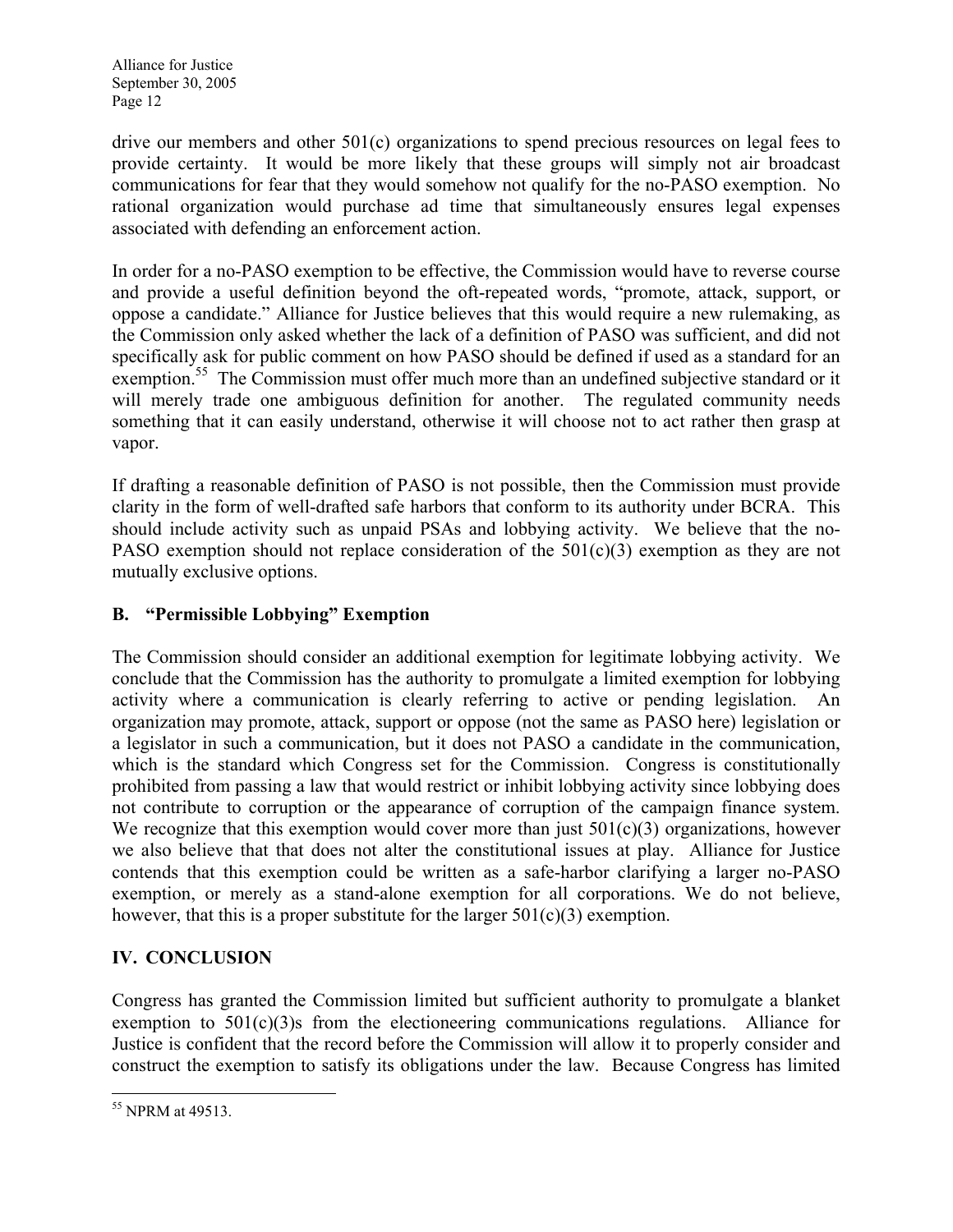drive our members and other 501(c) organizations to spend precious resources on legal fees to provide certainty. It would be more likely that these groups will simply not air broadcast communications for fear that they would somehow not qualify for the no-PASO exemption. No rational organization would purchase ad time that simultaneously ensures legal expenses associated with defending an enforcement action.

In order for a no-PASO exemption to be effective, the Commission would have to reverse course and provide a useful definition beyond the oft-repeated words, "promote, attack, support, or oppose a candidate." Alliance for Justice believes that this would require a new rulemaking, as the Commission only asked whether the lack of a definition of PASO was sufficient, and did not specifically ask for public comment on how PASO should be defined if used as a standard for an exemption.[55] The Commission must offer much more than an undefined subjective standard or it will merely trade one ambiguous definition for another. The regulated community needs something that it can easily understand, otherwise it will choose not to act rather then grasp at vapor.

If drafting a reasonable definition of PASO is not possible, then the Commission must provide clarity in the form of well-drafted safe harbors that conform to its authority under BCRA. This should include activity such as unpaid PSAs and lobbying activity. We believe that the no-PASO exemption should not replace consideration of the 501(c)(3) exemption as they are not mutually exclusive options.

### B. "Permissible Lobbying" Exemption

The Commission should consider an additional exemption for legitimate lobbying activity. We conclude that the Commission has the authority to promulgate a limited exemption for lobbying activity where a communication is clearly referring to active or pending legislation. An organization may promote, attack, support or oppose (not the same as PASO here) legislation or a legislator in such a communication, but it does not PASO a candidate in the communication, which is the standard which Congress set for the Commission. Congress is constitutionally prohibited from passing a law that would restrict or inhibit lobbying activity since lobbying does not contribute to corruption or the appearance of corruption of the campaign finance system. We recognize that this exemption would cover more than just 501(c)(3) organizations, however we also believe that that does not alter the constitutional issues at play. Alliance for Justice contends that this exemption could be written as a safe-harbor clarifying a larger no-PASO exemption, or merely as a stand-alone exemption for all corporations. We do not believe, however, that this is a proper substitute for the larger 501(c)(3) exemption.

## IV. CONCLUSION

Congress has granted the Commission limited but sufficient authority to promulgate a blanket exemption to 501(c)(3)s from the electioneering communications regulations. Alliance for Justice is confident that the record before the Commission will allow it to properly consider and construct the exemption to satisfy its obligations under the law. Because Congress has limited

---

[55] NPRM at 49513.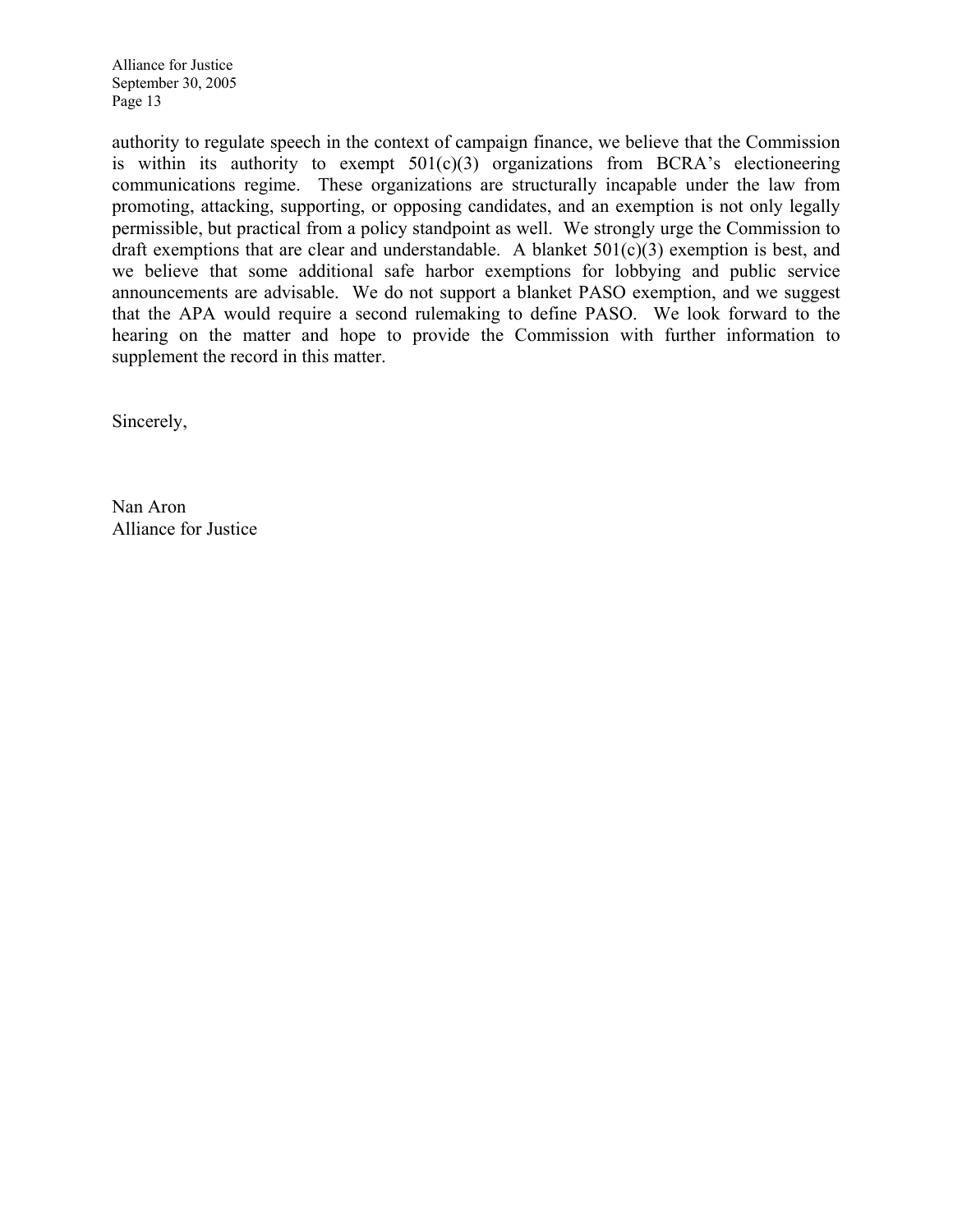authority to regulate speech in the context of campaign finance, we believe that the Commission is within its authority to exempt 501(c)(3) organizations from BCRA's electioneering communications regime. These organizations are structurally incapable under the law from promoting, attacking, supporting, or opposing candidates, and an exemption is not only legally permissible, but practical from a policy standpoint as well. We strongly urge the Commission to draft exemptions that are clear and understandable. A blanket 501(c)(3) exemption is best, and we believe that some additional safe harbor exemptions for lobbying and public service announcements are advisable. We do not support a blanket PASO exemption, and we suggest that the APA would require a second rulemaking to define PASO. We look forward to the hearing on the matter and hope to provide the Commission with further information to supplement the record in this matter.

Sincerely,

Nan Aron
Alliance for Justice